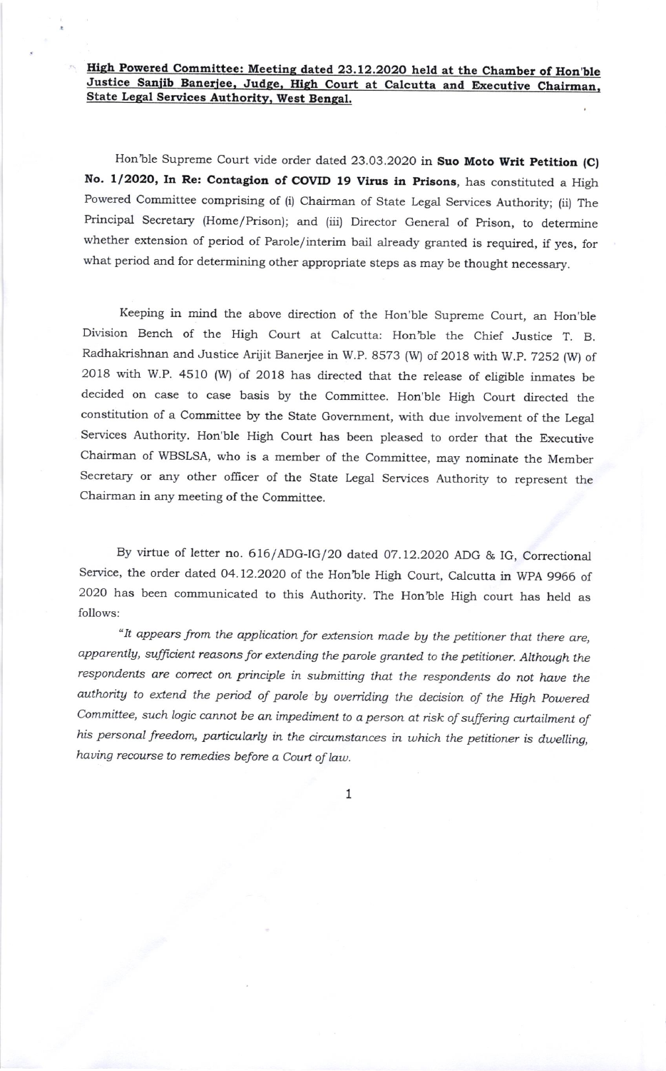**High Powered Committee: Meeting dated 23.12.2020 held at the Chamber of Hon'ble Justice Sanjib Banerjee, Judge, High Court at Calcutta and Executive Chairman, State Legal Services Authority, West Bengal.**

Hon'ble Supreme Court vide order dated 23.03.2020 in **Suo Moto Writ Petition (C) No. 1/2020, In Re: Contagion of COVID 19 Virus in Prisons**, has constituted a High Powered Committee comprising of (i) Chairman of State Legal Services Authority; (ii) The Principal Secretary (Home/Prison); and (iii) Director General of Prison, to determine whether extension of period of Parole/interim bail already granted is required, if yes, for what period and for determining other appropriate steps as may be thought necessary.

Keeping in mind the above direction of the Hon'ble Supreme Court, an Hon'ble Division Bench of the High Court at Calcutta: Hon'ble the Chief Justice T. B. Radhakrishnan and Justice Arijit Banerjee in W.P. 8573 (W) of 2018 with W.P. 7252 (W) of 2018 with W.P. 4510 (W) of 2018 has directed that the release of eligible inmates be decided on case to case basis by the Committee. Hon'ble High Court directed the constitution of a Committee by the State Government, with due involvement of the Legal Services Authority. Hon'ble High Court has been pleased to order that the Executive Chairman of WBSLSA, who is a member of the Committee, may nominate the Member Secretary or any other officer of the State Legal Services Authority to represent the Chairman in any meeting of the Committee.

By virtue of letter no. 616/ADG-IG/20 dated 07.12.2020 ADG & IG, Correctional Service, the order dated 04.12.2020 of the Hon'ble High Court, Calcutta in WPA 9966 of 2020 has been communicated to this Authority. The Hon'ble High court has held as follows:

*"It appears from the application for extension made by the petitioner that there are, apparently, sufficient reasons for extending the parole granted to the petitioner. Although the respondents are correct on principle in submitting that the respondents do not have the authority to extend the period of parole by overriding the decision of the High Powered Committee, such logic cannot be an impediment to a person at risk of suffering curtailment of his personal freedom, particularly in the circumstances in which the petitioner is dwelling, having recourse to remedies before a Court of law.*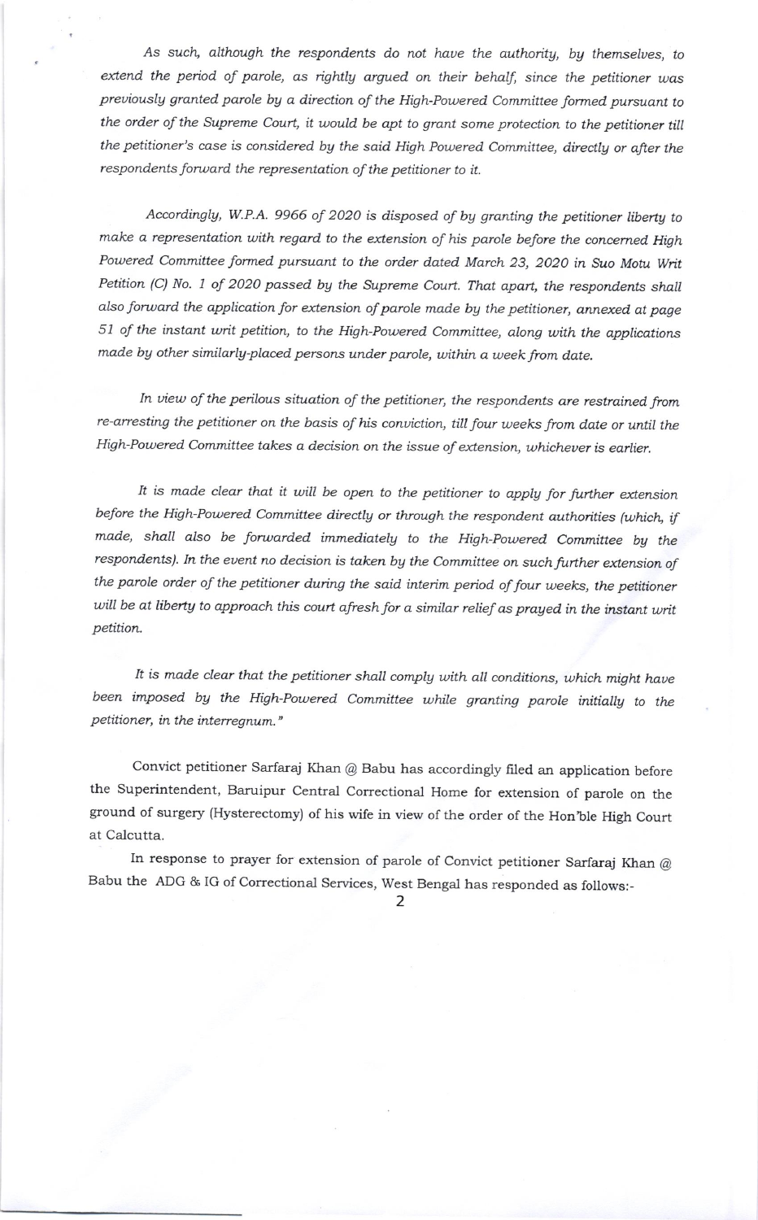*As such, although the respondents do not have the authority, by themselves, to extend the period of parole, as rightly argued on their behalf, since the petitioner was previously granted parole by a direction of the High-Powered Committee formed pursuant to the order of the Supreme Court, it would be apt to grant some protection to the petitioner till the petitioner's case is considered by the said High Powered Committee, directly or after the respondents forward the representation of the petitioner to it.*

*Accordingly, W.P.A. 9966 of 2020 is disposed of by granting the petitioner liberty to make a representation with regard to the extension of his parole before the concerned High Powered Committee formed pursuant to the order dated March 23, 2020 in Suo Motu Writ Petition (C) No. 1 of 2020 passed by the Supreme Court. That apart, the respondents shall also forward the application for extension of parole made by the petitioner, annexed at page 51 of the instant writ petition, to the High-Powered Committee, along with the applications made by other similarly-placed persons under parole, within a week from date.*

*In view of the perilous situation of the petitioner, the respondents are restrained from re-arresting the petitioner on the basis of his conviction, till four weeks from date or until the High-Powered Committee takes a decision on the issue of extension, whichever is earlier.*

*It is made clear that it will be open to the petitioner to apply for further extension before the High-Powered Committee directly or through the respondent authorities (which, if made, shall also be forwarded immediately to the High-Powered Committee by the respondents). In the event no decision is taken by the Committee on such further extension of the parole order of the petitioner during the said interim period of four weeks, the petitioner will be at liberty to approach this court afresh for a similar relief as prayed in the instant writ petition.*

*It is made clear that the petitioner shall comply with all conditions, which might have been imposed by the High-Powered Committee while granting parole initially to the petitioner, in the interregnum."*

Convict petitioner Sarfaraj Khan @ Babu has accordingly filed an application before the Superintendent, Baruipur Central Correctional Home for extension of parole on the ground of surgery (Hysterectomy) of his wife in view of the order of the Hon'ble High Court at Calcutta.

In response to prayer for extension of parole of Convict petitioner Sarfaraj Khan @ Babu the ADG & IG of Correctional Services, West Bengal has responded as follows:-